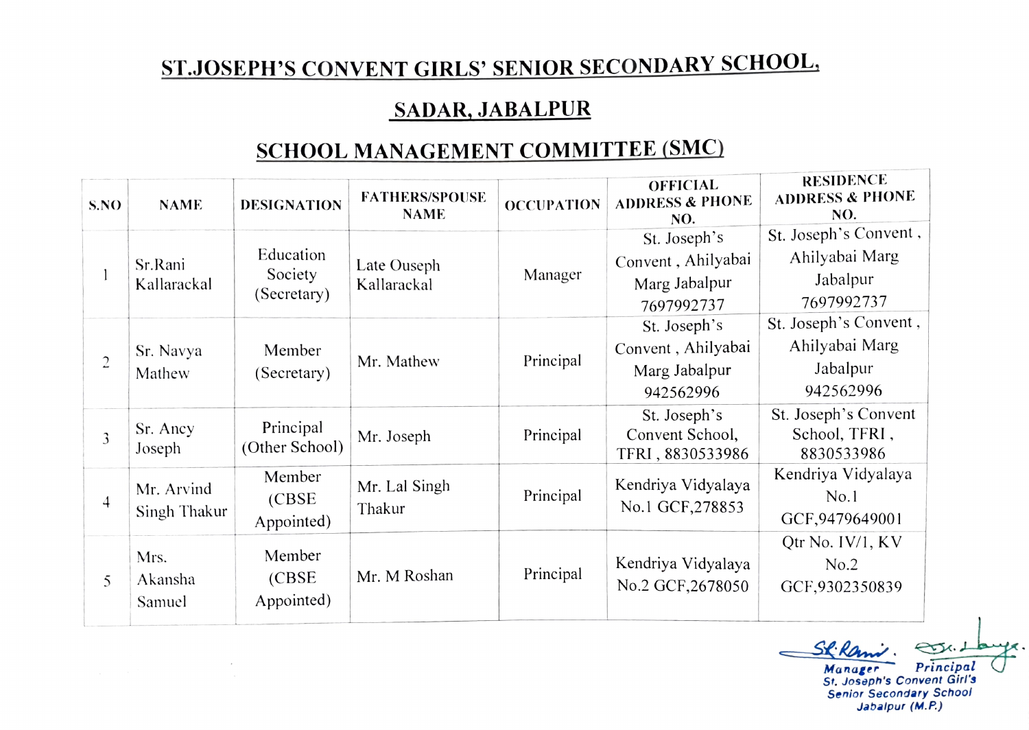# ST.JOSEPH'S CONVENT GIRLS' SENIOR SECONDARY SCHOOL,

## SADAR, JABALPUR

## SCHOOL MANAGEMENT COMMITTEE (SMC)

| S.NO | NAME | DESIGNATION | FATHERS/SPOUSE NAME | OCCUPATION | OFFICIAL ADDRESS & PHONE NO. | RESIDENCE ADDRESS & PHONE NO. |
|---|---|---|---|---|---|---|
| 1 | Sr.Rani Kallarackal | Education Society (Secretary) | Late Ouseph Kallarackal | Manager | St. Joseph's Convent , Ahilyabai Marg Jabalpur 7697992737 | St. Joseph's Convent , Ahilyabai Marg Jabalpur 7697992737 |
| 2 | Sr. Navya Mathew | Member (Secretary) | Mr. Mathew | Principal | St. Joseph's Convent , Ahilyabai Marg Jabalpur 942562996 | St. Joseph's Convent , Ahilyabai Marg Jabalpur 942562996 |
| 3 | Sr. Ancy Joseph | Principal (Other School) | Mr. Joseph | Principal | St. Joseph's Convent School, TFRI , 8830533986 | St. Joseph's Convent School, TFRI , 8830533986 |
| 4 | Mr. Arvind Singh Thakur | Member (CBSE Appointed) | Mr. Lal Singh Thakur | Principal | Kendriya Vidyalaya No.1 GCF,278853 | Kendriya Vidyalaya No.1 GCF,9479649001 |
| 5 | Mrs. Akansha Samuel | Member (CBSE Appointed) | Mr. M Roshan | Principal | Kendriya Vidyalaya No.2 GCF,2678050 | Qtr No. IV/1, KV No.2 GCF,9302350839 |

Manager    Principal

St. Joseph's Convent Girl's Senior Secondary School Jabalpur (M.P.)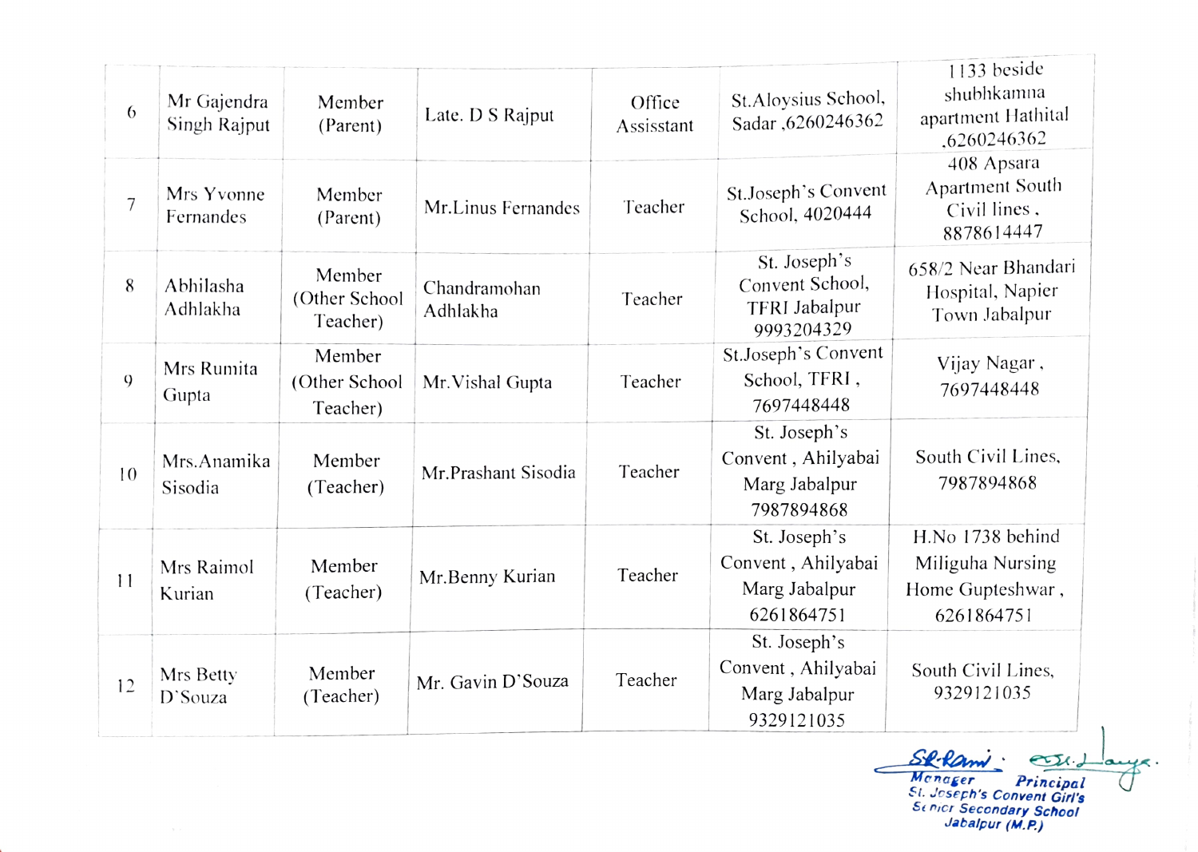| | | | | | | |
|---|---|---|---|---|---|---|
| 6 | Mr Gajendra Singh Rajput | Member (Parent) | Late. D S Rajput | Office Assisstant | St.Aloysius School, Sadar ,6260246362 | 1133 beside shubhkamna apartment Hathital ,6260246362 |
| 7 | Mrs Yvonne Fernandes | Member (Parent) | Mr.Linus Fernandes | Teacher | St.Joseph's Convent School, 4020444 | 408 Apsara Apartment South Civil lines , 8878614447 |
| 8 | Abhilasha Adhlakha | Member (Other School Teacher) | Chandramohan Adhlakha | Teacher | St. Joseph's Convent School, TFRI Jabalpur 9993204329 | 658/2 Near Bhandari Hospital, Napier Town Jabalpur |
| 9 | Mrs Rumita Gupta | Member (Other School Teacher) | Mr.Vishal Gupta | Teacher | St.Joseph's Convent School, TFRI , 7697448448 | Vijay Nagar , 7697448448 |
| 10 | Mrs.Anamika Sisodia | Member (Teacher) | Mr.Prashant Sisodia | Teacher | St. Joseph's Convent , Ahilyabai Marg Jabalpur 7987894868 | South Civil Lines, 7987894868 |
| 11 | Mrs Raimol Kurian | Member (Teacher) | Mr.Benny Kurian | Teacher | St. Joseph's Convent , Ahilyabai Marg Jabalpur 6261864751 | H.No 1738 behind Miliguha Nursing Home Gupteshwar , 6261864751 |
| 12 | Mrs Betty D'Souza | Member (Teacher) | Mr. Gavin D'Souza | Teacher | St. Joseph's Convent , Ahilyabai Marg Jabalpur 9329121035 | South Civil Lines, 9329121035 |

Manager Principal
St. Joseph's Convent Girl's
Senior Secondary School
Jabalpur (M.P.)